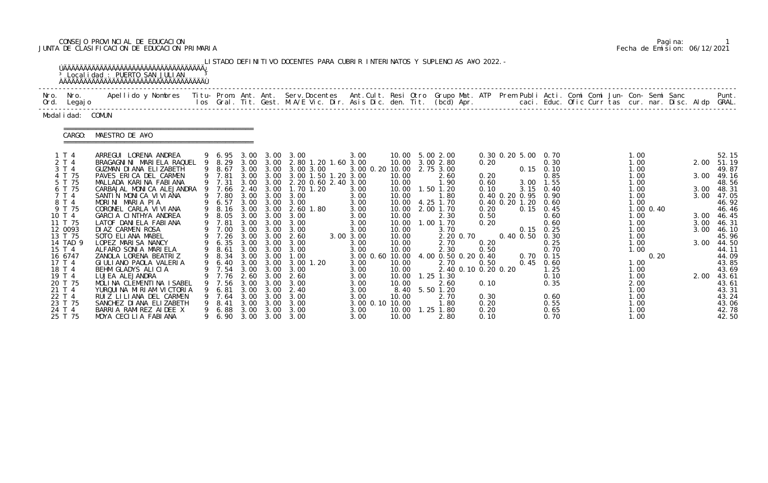CONSEJO PROVINCIAL DE EDUCACION
JUNTA DE CLASIFICACION DE EDUCACION PRIMARIA

Fecha de Emision: 06/12/2021

LISTADO DEFINITIVO DOCENTES PARA CUBRIR INTERINATOS Y SUPLENCIAS AÑO 2022.-

Localidad : PUERTO SAN JULIAN

Modalidad: COMUN

CARGO: MAESTRO DE AÑO

| Nro. Ord. | Nro. Legajo | Apellido y Nombres | Titu-los | Prom. Gral. | Ant. Tit. | Ant. Gest. | Serv.Docentes M.A/E Vic. Dir. | Ant.Cult. Asis Dic. | Resi den. | Otro Tit. | Grupo Mat. (bcd) | ATP Apr. | Prem | Publi caci. | Acti. Educ. | Comi Ofic | Comi Curr | Jun-tas | Con-cur. | Semi nar. | Sanc Disc. | Aldp | Punt. GRAL. |
|---|---|---|---|---|---|---|---|---|---|---|---|---|---|---|---|---|---|---|---|---|---|---|---|
| 1 | T 4 | ARREGUI LORENA ANDREA | 9 | 6.95 | 3.00 | 3.00 | 3.00 | 3.00 | 10.00 | 5.00 | 2.00 | | 0.30 | 0.20 5.00 | 0.70 | | | | 1.00 | | | | 52.15 |
| 2 | T 4 | BRAGAGNINI MARIELA RAQUEL | 9 | 8.29 | 3.00 | 3.00 | 2.80 1.20 1.60 | 3.00 | 10.00 | 3.00 | 2.80 | | 0.20 | | 0.30 | | | | 1.00 | | | 2.00 | 51.19 |
| 3 | T 4 | GUZMAN DIANA ELIZABETH | 9 | 8.67 | 3.00 | 3.00 | 3.00 3.00 | 3.00 0.20 | 10.00 | 2.75 | 3.00 | | | 0.15 | 0.10 | | | | 1.00 | | | | 49.87 |
| 4 | T 75 | PAVES ERICA DEL CARMEN | 9 | 7.81 | 3.00 | 3.00 | 3.00 1.50 1.20 | 3.00 | 10.00 | | 2.60 | | 0.20 | | 0.85 | | | | 1.00 | | | 3.00 | 49.16 |
| 5 | T 75 | MALLADA KARINA FABIANA | 9 | 7.31 | 3.00 | 3.00 | 2.20 0.60 2.40 | 3.00 | 10.00 | | 1.90 | | 0.60 | 3.00 | 1.55 | | | | 1.00 | | | | 48.56 |
| 6 | T 75 | CARBAJAL MONICA ALEJANDRA | 9 | 7.66 | 2.40 | 3.00 | 1.70 1.20 | 3.00 | 10.00 | 1.50 | 1.20 | | 0.10 | 3.15 | 0.40 | | | | 1.00 | | | 3.00 | 48.31 |
| 7 | T 4 | SANTIN MONICA VIVIANA | 9 | 7.80 | 3.00 | 3.00 | 3.00 | 3.00 | 10.00 | | 1.80 | | 0.40 | 0.20 0.95 | 0.90 | | | | 1.00 | | | 3.00 | 47.05 |
| 8 | T 4 | MORINI MARIA PIA | 9 | 6.57 | 3.00 | 3.00 | 3.00 | 3.00 | 10.00 | 4.25 | 1.70 | | 0.40 | 0.20 1.20 | 0.60 | | | | 1.00 | | | | 46.92 |
| 9 | T 75 | CORONEL CARLA VIVIANA | 9 | 8.16 | 3.00 | 3.00 | 2.60 1.80 | 3.00 | 10.00 | 2.00 | 1.70 | | 0.20 | 0.15 | 0.45 | | | | 1.00 | 0.40 | | | 46.46 |
| 10 | T 4 | GARCIA CINTHYA ANDREA | 9 | 8.05 | 3.00 | 3.00 | 3.00 | 3.00 | 10.00 | | 2.30 | | 0.50 | | 0.60 | | | | 1.00 | | | 3.00 | 46.45 |
| 11 | T 75 | LATOF DANIELA FABIANA | 9 | 7.81 | 3.00 | 3.00 | 3.00 | 3.00 | 10.00 | 1.00 | 1.70 | | 0.20 | | 0.60 | | | | 1.00 | | | 3.00 | 46.31 |
| 12 | 0093 | DIAZ CARMEN ROSA | 9 | 7.00 | 3.00 | 3.00 | 3.00 | 3.00 | 10.00 | | 3.70 | | | 0.15 | 0.25 | | | | 1.00 | | | 3.00 | 46.10 |
| 13 | T 75 | SOTO ELIANA MABEL | 9 | 7.26 | 3.00 | 3.00 | 2.60 | 3.00 3.00 | 10.00 | | 2.20 | 0.70 | | 0.40 0.50 | 0.30 | | | | 1.00 | | | | 45.96 |
| 14 | TAD 9 | LOPEZ MARISA NANCY | 9 | 6.35 | 3.00 | 3.00 | 3.00 | 3.00 | 10.00 | | 2.70 | | 0.20 | | 0.25 | | | | 1.00 | | | 3.00 | 44.50 |
| 15 | T 4 | ALFARO SONIA MARIELA | 9 | 8.61 | 3.00 | 3.00 | 3.00 | 3.00 | 10.00 | | 2.30 | | 0.50 | | 0.70 | | | | 1.00 | | | | 44.11 |
| 16 | 6747 | ZANOLA LORENA BEATRIZ | 9 | 8.34 | 3.00 | 3.00 | 1.00 | 3.00 0.60 | 10.00 | 4.00 | 0.50 | 0.20 | 0.40 | 0.70 | 0.15 | | | | | 0.20 | | | 44.09 |
| 17 | T 4 | GIULIANO PAOLA VALERIA | 9 | 6.40 | 3.00 | 3.00 | 3.00 1.20 | 3.00 | 10.00 | | 2.70 | | 0.50 | 0.45 | 0.60 | | | | 1.00 | | | | 43.85 |
| 18 | T 4 | BEHM GLADYS ALICIA | 9 | 7.54 | 3.00 | 3.00 | 3.00 | 3.00 | 10.00 | | 2.40 | 0.10 | 0.20 0.20 | | 1.25 | | | | 1.00 | | | | 43.69 |
| 19 | T 4 | LUJEA ALEJANDRA | 9 | 7.76 | 2.60 | 3.00 | 2.60 | 3.00 | 10.00 | 1.25 | 1.30 | | | | 0.10 | | | | 1.00 | | | 2.00 | 43.61 |
| 20 | T 75 | MOLINA CLEMENTINA ISABEL | 9 | 7.56 | 3.00 | 3.00 | 3.00 | 3.00 | 10.00 | | 2.60 | | 0.10 | | 0.35 | | | | 2.00 | | | | 43.61 |
| 21 | T 4 | YURQUINA MIRIAM VICTORIA | 9 | 6.81 | 3.00 | 3.00 | 2.40 | 3.00 | 8.40 | 5.50 | 1.20 | | | | | | | | 1.00 | | | | 43.31 |
| 22 | T 4 | RUIZ LILIANA DEL CARMEN | 9 | 7.64 | 3.00 | 3.00 | 3.00 | 3.00 | 10.00 | | 2.70 | | 0.30 | | 0.60 | | | | 1.00 | | | | 43.24 |
| 23 | T 75 | SANCHEZ DIANA ELIZABETH | 9 | 8.41 | 3.00 | 3.00 | 3.00 | 3.00 0.10 | 10.00 | | 1.80 | | 0.20 | | 0.55 | | | | 1.00 | | | | 43.06 |
| 24 | T 4 | BARRIA RAMIREZ AIDEE X | 9 | 6.88 | 3.00 | 3.00 | 3.00 | 3.00 | 10.00 | 1.25 | 1.80 | | 0.20 | | 0.65 | | | | 1.00 | | | | 42.78 |
| 25 | T 75 | MOYA CECILIA FABIANA | 9 | 6.90 | 3.00 | 3.00 | 3.00 | 3.00 | 10.00 | | 2.80 | | 0.10 | | 0.70 | | | | 1.00 | | | | 42.50 |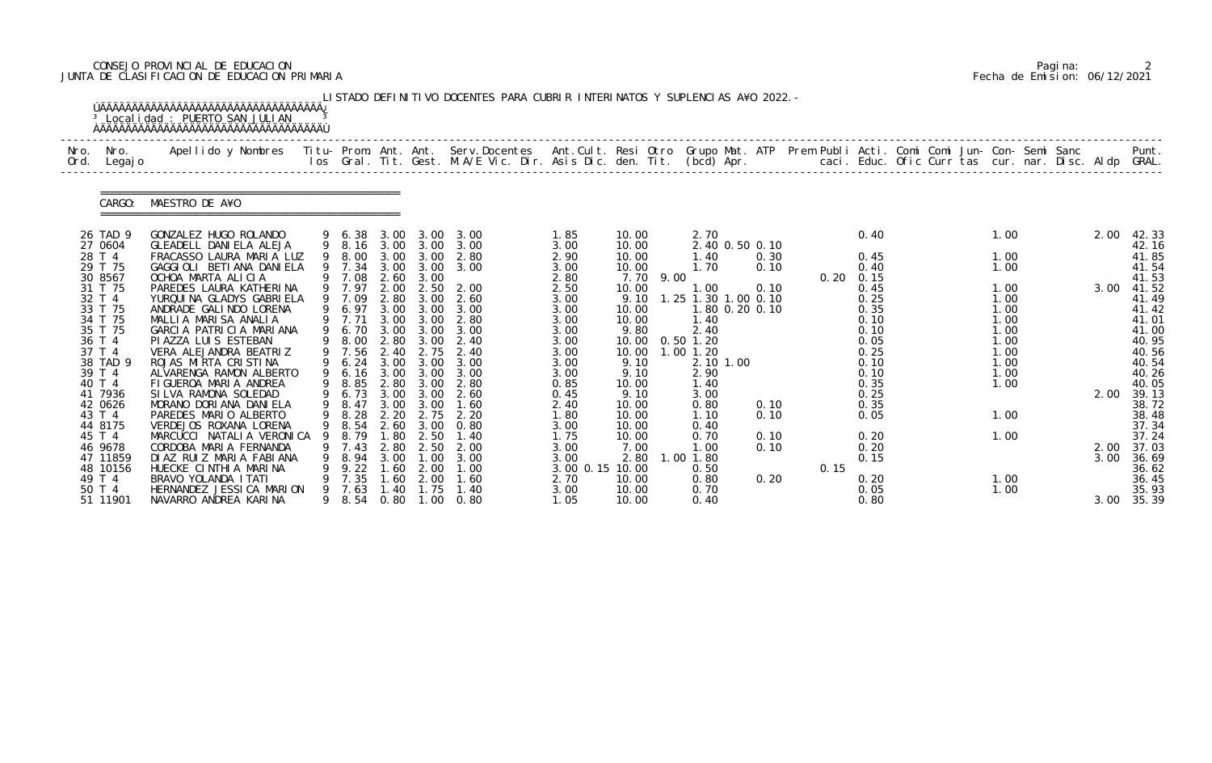CONSEJO PROVINCIAL DE EDUCACION
JUNTA DE CLASIFICACION DE EDUCACION PRIMARIA

Fecha de Emision: 06/12/2021

LISTADO DEFINITIVO DOCENTES PARA CUBRIR INTERINATOS Y SUPLENCIAS A¥O 2022.-

Localidad : PUERTO SAN JULIAN

CARGO: MAESTRO DE A¥O

| Nro. Ord. | Nro. Legajo | Apellido y Nombres | Titu-los | Prom. Gral. | Ant. Tit. | Ant. Gest. | Serv.Docentes M.A/E Vic. Dir. | Ant.Cult. Asis Dic. | Resi den. | Otro Tit. | Grupo Mat. (bcd) | ATP Apr. | Prem Publi caci. | Acti. Educ. | Comi Ofic | Comi Curr | Jun-tas | Con-cur. | Semi nar. | Sanc Disc. | Aldp | Punt. GRAL. |
|---|---|---|---|---|---|---|---|---|---|---|---|---|---|---|---|---|---|---|---|---|---|---|
| 26 | TAD 9 | GONZALEZ HUGO ROLANDO | 9 | 6.38 | 3.00 | 3.00 | 3.00 | 1.85 | 10.00 | | 2.70 | | | 0.40 | | | | 1.00 | | | 2.00 | 42.33 |
| 27 | 0604 | GLEADELL DANIELA ALEJA | 9 | 8.16 | 3.00 | 3.00 | 3.00 | 3.00 | 10.00 | | 2.40 0.50 0.10 | | | | | | | | | | | 42.16 |
| 28 | T 4 | FRACASSO LAURA MARIA LUZ | 9 | 8.00 | 3.00 | 3.00 | 2.80 | 2.90 | 10.00 | | 1.40 | 0.30 | | 0.45 | | | | 1.00 | | | | 41.85 |
| 29 | T 75 | GAGGIOLI BETIANA DANIELA | 9 | 7.34 | 3.00 | 3.00 | 3.00 | 3.00 | 10.00 | | 1.70 | 0.10 | | 0.40 | | | | 1.00 | | | | 41.54 |
| 30 | 8567 | OCHOA MARTA ALICIA | 9 | 7.08 | 2.60 | 3.00 | | 2.80 | 7.70 | 9.00 | | | 0.20 | 0.15 | | | | | | | | 41.53 |
| 31 | T 75 | PAREDES LAURA KATHERINA | 9 | 7.97 | 2.00 | 2.50 | 2.00 | 2.50 | 10.00 | | 1.00 | 0.10 | | 0.45 | | | | 1.00 | | | 3.00 | 41.52 |
| 32 | T 4 | YURQUINA GLADYS GABRIELA | 9 | 7.09 | 2.80 | 3.00 | 2.60 | 3.00 | 9.10 | 1.25 | 1.30 1.00 0.10 | | | 0.25 | | | | 1.00 | | | | 41.49 |
| 33 | T 75 | ANDRADE GALINDO LORENA | 9 | 6.97 | 3.00 | 3.00 | 3.00 | 3.00 | 10.00 | | 1.80 0.20 0.10 | | | 0.35 | | | | 1.00 | | | | 41.42 |
| 34 | T 75 | MALLIA MARISA ANALIA | 9 | 7.71 | 3.00 | 3.00 | 2.80 | 3.00 | 10.00 | | 1.40 | | | 0.10 | | | | 1.00 | | | | 41.01 |
| 35 | T 75 | GARCIA PATRICIA MARIANA | 9 | 6.70 | 3.00 | 3.00 | 3.00 | 3.00 | 9.80 | | 2.40 | | | 0.10 | | | | 1.00 | | | | 41.00 |
| 36 | T 4 | PIAZZA LUIS ESTEBAN | 9 | 8.00 | 2.80 | 3.00 | 2.40 | 3.00 | 10.00 | 0.50 | 1.20 | | | 0.05 | | | | 1.00 | | | | 40.95 |
| 37 | T 4 | VERA ALEJANDRA BEATRIZ | 9 | 7.56 | 2.40 | 2.75 | 2.40 | 3.00 | 10.00 | 1.00 | 1.20 | | | 0.25 | | | | 1.00 | | | | 40.56 |
| 38 | TAD 9 | ROJAS MIRTA CRISTINA | 9 | 6.24 | 3.00 | 3.00 | 3.00 | 3.00 | 9.10 | | 2.10 1.00 | | | 0.10 | | | | 1.00 | | | | 40.54 |
| 39 | T 4 | ALVARENGA RAMON ALBERTO | 9 | 6.16 | 3.00 | 3.00 | 3.00 | 3.00 | 9.10 | | 2.90 | | | 0.10 | | | | 1.00 | | | | 40.26 |
| 40 | T 4 | FIGUEROA MARIA ANDREA | 9 | 8.85 | 2.80 | 3.00 | 2.80 | 0.85 | 10.00 | | 1.40 | | | 0.35 | | | | 1.00 | | | | 40.05 |
| 41 | 7936 | SILVA RAMONA SOLEDAD | 9 | 6.73 | 3.00 | 3.00 | 2.60 | 0.45 | 9.10 | | 3.00 | | | 0.25 | | | | | | | 2.00 | 39.13 |
| 42 | 0626 | MORANO DORIANA DANIELA | 9 | 8.47 | 3.00 | 3.00 | 1.60 | 2.40 | 10.00 | | 0.80 | 0.10 | | 0.35 | | | | | | | | 38.72 |
| 43 | T 4 | PAREDES MARIO ALBERTO | 9 | 8.28 | 2.20 | 2.75 | 2.20 | 1.80 | 10.00 | | 1.10 | 0.10 | | 0.05 | | | | 1.00 | | | | 38.48 |
| 44 | 8175 | VERDEJOS ROXANA LORENA | 9 | 8.54 | 2.60 | 3.00 | 0.80 | 3.00 | 10.00 | | 0.40 | | | | | | | | | | | 37.34 |
| 45 | T 4 | MARCUCCI NATALIA VERONICA | 9 | 8.79 | 1.80 | 2.50 | 1.40 | 1.75 | 10.00 | | 0.70 | 0.10 | | 0.20 | | | | 1.00 | | | | 37.24 |
| 46 | 9678 | CORDOBA MARIA FERNANDA | 9 | 7.43 | 2.80 | 2.50 | 2.00 | 3.00 | 7.00 | | 1.00 | 0.10 | | 0.20 | | | | | | | 2.00 | 37.03 |
| 47 | 11859 | DIAZ RUIZ MARIA FABIANA | 9 | 8.94 | 3.00 | 1.00 | 3.00 | 3.00 | 2.80 | 1.00 | 1.80 | | | 0.15 | | | | | | | 3.00 | 36.69 |
| 48 | 10156 | HUECKE CINTHIA MARINA | 9 | 9.22 | 1.60 | 2.00 | 1.00 | 3.00 0.15 | 10.00 | | 0.50 | | 0.15 | | | | | | | | | 36.62 |
| 49 | T 4 | BRAVO YOLANDA ITATI | 9 | 7.35 | 1.60 | 2.00 | 1.60 | 2.70 | 10.00 | | 0.80 | 0.20 | | 0.20 | | | | 1.00 | | | | 36.45 |
| 50 | T 4 | HERNANDEZ JESSICA MARION | 9 | 7.63 | 1.40 | 1.75 | 1.40 | 3.00 | 10.00 | | 0.70 | | | 0.05 | | | | 1.00 | | | | 35.93 |
| 51 | 11901 | NAVARRO ANDREA KARINA | 9 | 8.54 | 0.80 | 1.00 | 0.80 | 1.05 | 10.00 | | 0.40 | | | 0.80 | | | | | | | 3.00 | 35.39 |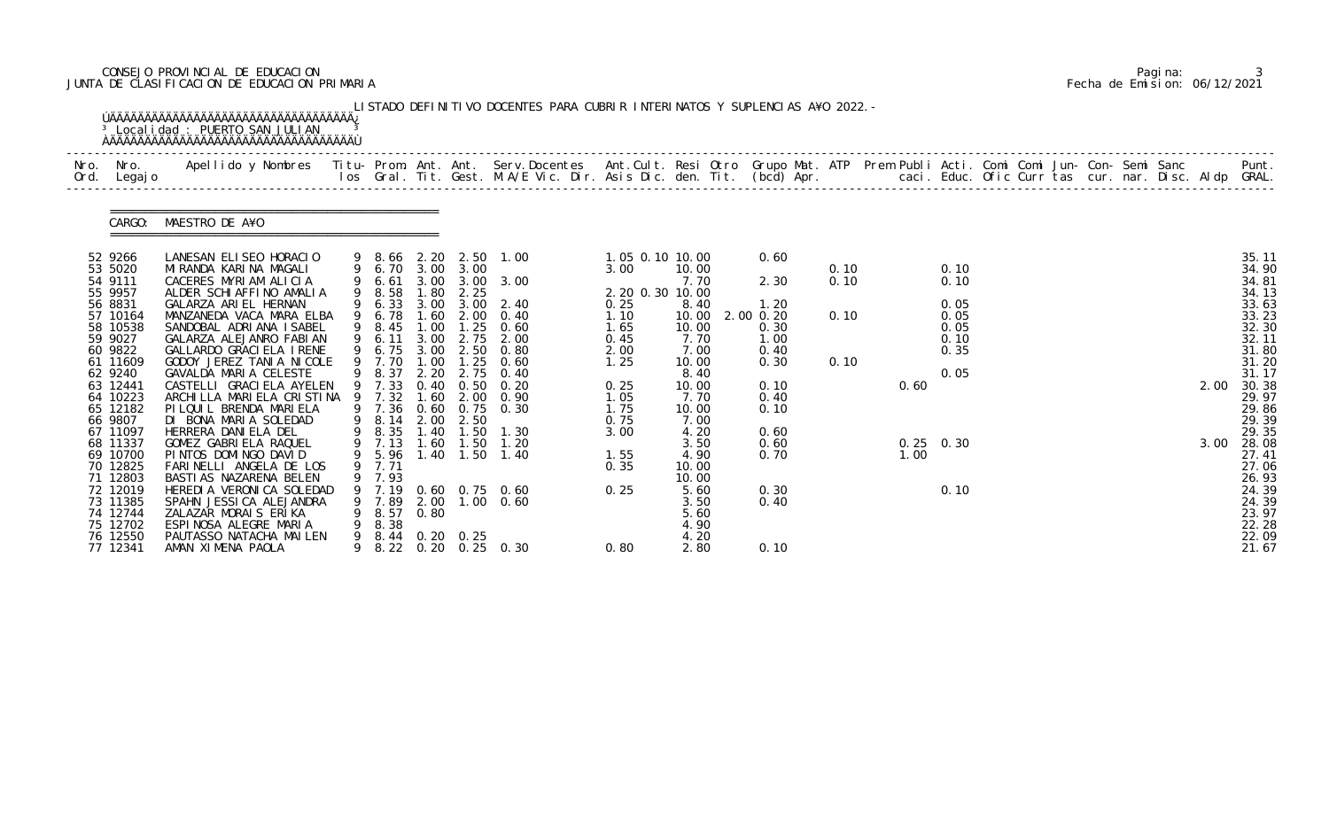CONSEJO PROVINCIAL DE EDUCACION
JUNTA DE CLASIFICACION DE EDUCACION PRIMARIA

Fecha de Emision: 06/12/2021

LISTADO DEFINITIVO DOCENTES PARA CUBRIR INTERINATOS Y SUPLENCIAS A¥O 2022.-

Localidad : PUERTO SAN JULIAN

CARGO: MAESTRO DE A¥O

| Nro. Ord. | Nro. Legajo | Apellido y Nombres | Titu-los | Prom. Gral. | Ant. Tit. | Ant. Gest. | Serv.Docentes M.A/E Vic. Dir. | Ant.Cult. Asis Dic. | Resi den. | Otro Tit. | Grupo Mat. (bcd) | ATP Apr. | Prem | Publi caci. | Acti. Educ. | Comi Ofic | Comi Curr | Jun-tas | Con-cur. | Semi nar. | Sanc Disc. | Aldp | Punt. GRAL. |
|---|---|---|---|---|---|---|---|---|---|---|---|---|---|---|---|---|---|---|---|---|---|---|---|
| 52 | 9266 | LANESAN ELISEO HORACIO | 9 | 8.66 | 2.20 | 2.50 | 1.00 | 1.05 0.10 | 10.00 | | 0.60 | | | | | | | | | | | | 35.11 |
| 53 | 5020 | MIRANDA KARINA MAGALI | 9 | 6.70 | 3.00 | 3.00 | | 3.00 | 10.00 | | | 0.10 | | | 0.10 | | | | | | | | 34.90 |
| 54 | 9111 | CACERES MYRIAM ALICIA | 9 | 6.61 | 3.00 | 3.00 | 3.00 | | 7.70 | | 2.30 | 0.10 | | | 0.10 | | | | | | | | 34.81 |
| 55 | 9957 | ALDER SCHIAFFINO AMALIA | 9 | 8.58 | 1.80 | 2.25 | | 2.20 0.30 | 10.00 | | | | | | | | | | | | | | 34.13 |
| 56 | 8831 | GALARZA ARIEL HERNAN | 9 | 6.33 | 3.00 | 3.00 | 2.40 | 0.25 | 8.40 | | 1.20 | | | | 0.05 | | | | | | | | 33.63 |
| 57 | 10164 | MANZANEDA VACA MARA ELBA | 9 | 6.78 | 1.60 | 2.00 | 0.40 | 1.10 | 10.00 | 2.00 | 0.20 | 0.10 | | | 0.05 | | | | | | | | 33.23 |
| 58 | 10538 | SANDOBAL ADRIANA ISABEL | 9 | 8.45 | 1.00 | 1.25 | 0.60 | 1.65 | 10.00 | | 0.30 | | | | 0.05 | | | | | | | | 32.30 |
| 59 | 9027 | GALARZA ALEJANRO FABIAN | 9 | 6.11 | 3.00 | 2.75 | 2.00 | 0.45 | 7.70 | | 1.00 | | | | 0.10 | | | | | | | | 32.11 |
| 60 | 9822 | GALLARDO GRACIELA IRENE | 9 | 6.75 | 3.00 | 2.50 | 0.80 | 2.00 | 7.00 | | 0.40 | | | | 0.35 | | | | | | | | 31.80 |
| 61 | 11609 | GODOY JEREZ TANIA NICOLE | 9 | 7.70 | 1.00 | 1.25 | 0.60 | 1.25 | 10.00 | | 0.30 | 0.10 | | | | | | | | | | | 31.20 |
| 62 | 9240 | GAVALDA MARIA CELESTE | 9 | 8.37 | 2.20 | 2.75 | 0.40 | | 8.40 | | | | | | 0.05 | | | | | | | | 31.17 |
| 63 | 12441 | CASTELLI GRACIELA AYELEN | 9 | 7.33 | 0.40 | 0.50 | 0.20 | 0.25 | 10.00 | | 0.10 | | | 0.60 | | | | | | | | 2.00 | 30.38 |
| 64 | 10223 | ARCHILLA MARIELA CRISTINA | 9 | 7.32 | 1.60 | 2.00 | 0.90 | 1.05 | 7.70 | | 0.40 | | | | | | | | | | | | 29.97 |
| 65 | 12182 | PILQUIL BRENDA MARIELA | 9 | 7.36 | 0.60 | 0.75 | 0.30 | 1.75 | 10.00 | | 0.10 | | | | | | | | | | | | 29.86 |
| 66 | 9807 | DI BONA MARIA SOLEDAD | 9 | 8.14 | 2.00 | 2.50 | | 0.75 | 7.00 | | | | | | | | | | | | | | 29.39 |
| 67 | 11097 | HERRERA DANIELA DEL | 9 | 8.35 | 1.40 | 1.50 | 1.30 | 3.00 | 4.20 | | 0.60 | | | | | | | | | | | | 29.35 |
| 68 | 11337 | GOMEZ GABRIELA RAQUEL | 9 | 7.13 | 1.60 | 1.50 | 1.20 | | 3.50 | | 0.60 | | | 0.25 | 0.30 | | | | | | | 3.00 | 28.08 |
| 69 | 10700 | PINTOS DOMINGO DAVID | 9 | 5.96 | 1.40 | 1.50 | 1.40 | 1.55 | 4.90 | | 0.70 | | | 1.00 | | | | | | | | | 27.41 |
| 70 | 12825 | FARINELLI ANGELA DE LOS | 9 | 7.71 | | | | 0.35 | 10.00 | | | | | | | | | | | | | | 27.06 |
| 71 | 12803 | BASTIAS NAZARENA BELEN | 9 | 7.93 | | | | | 10.00 | | | | | | | | | | | | | | 26.93 |
| 72 | 12019 | HEREDIA VERONICA SOLEDAD | 9 | 7.19 | 0.60 | 0.75 | 0.60 | 0.25 | 5.60 | | 0.30 | | | | 0.10 | | | | | | | | 24.39 |
| 73 | 11385 | SPAHN JESSICA ALEJANDRA | 9 | 7.89 | 2.00 | 1.00 | 0.60 | | 3.50 | | 0.40 | | | | | | | | | | | | 24.39 |
| 74 | 12744 | ZALAZAR MORAIS ERIKA | 9 | 8.57 | 0.80 | | | | 5.60 | | | | | | | | | | | | | | 23.97 |
| 75 | 12702 | ESPINOSA ALEGRE MARIA | 9 | 8.38 | | | | | 4.90 | | | | | | | | | | | | | | 22.28 |
| 76 | 12550 | PAUTASSO NATACHA MAILEN | 9 | 8.44 | 0.20 | 0.25 | | | 4.20 | | | | | | | | | | | | | | 22.09 |
| 77 | 12341 | AMAN XIMENA PAOLA | 9 | 8.22 | 0.20 | 0.25 | 0.30 | 0.80 | 2.80 | | 0.10 | | | | | | | | | | | | 21.67 |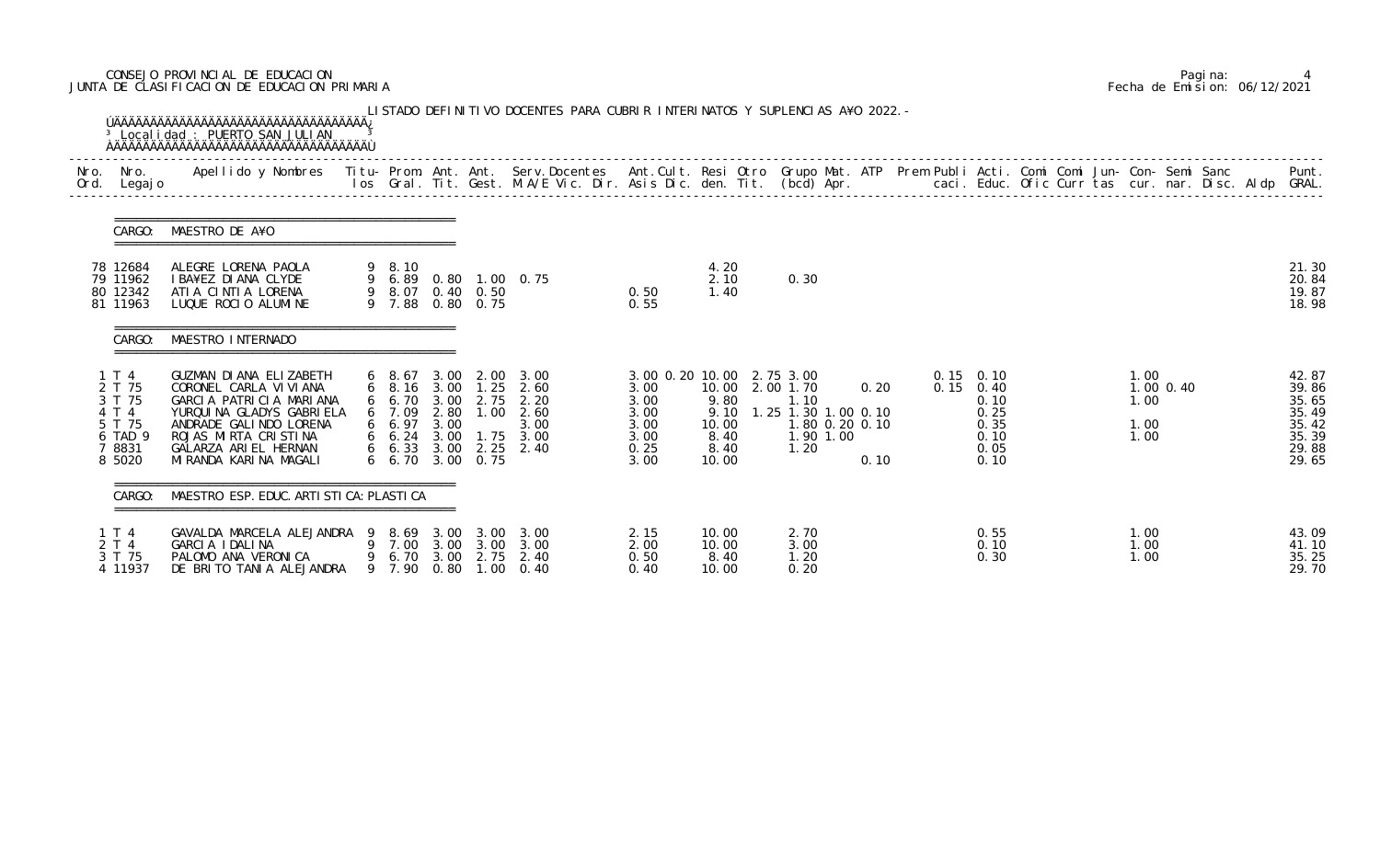CONSEJO PROVINCIAL DE EDUCACION
JUNTA DE CLASIFICACION DE EDUCACION PRIMARIA

Pagina: 4
Fecha de Emision: 06/12/2021

LISTADO DEFINITIVO DOCENTES PARA CUBRIR INTERINATOS Y SUPLENCIAS A¥O 2022.-

Localidad : PUERTO SAN JULIAN

| Nro. Ord. | Nro. Legajo | Apellido y Nombres | Titu-los | Prom. Gral. | Ant. Tit. | Ant. Gest. | Serv.Docentes M.A/E Vic. Dir. | Ant.Cult. Asis Dic. | Resi den. | Otro Tit. | Grupo Mat. (bcd) | ATP Apr. | Prem | Publi caci. | Acti. Educ. | Comi Ofic | Comi Curr | Jun-tas | Con-cur. | Semi nar. | Sanc Disc. | Aldp | Punt. GRAL. |
|---|---|---|---|---|---|---|---|---|---|---|---|---|---|---|---|---|---|---|---|---|---|---|---|
| **CARGO: MAESTRO DE A¥O** | | | | | | | | | | | | | | | | | | | | | | | |
| 78 | 12684 | ALEGRE LORENA PAOLA | 9 | 8.10 | | | | | 4.20 | | | | | | | | | | | | | | 21.30 |
| 79 | 11962 | IBA¥EZ DIANA CLYDE | 9 | 6.89 | 0.80 | 1.00 | 0.75 | 0.50 | 2.10 | | 0.30 | | | | | | | | | | | | 20.84 |
| 80 | 12342 | ATIA CINTIA LORENA | 9 | 8.07 | 0.40 | 0.50 | | | 1.40 | | | | | | | | | | | | | | 19.87 |
| 81 | 11963 | LUQUE ROCIO ALUMINE | 9 | 7.88 | 0.80 | 0.75 | | 0.55 | | | | | | | | | | | | | | | 18.98 |
| **CARGO: MAESTRO INTERNADO** | | | | | | | | | | | | | | | | | | | | | | | |
| 1 | T 4 | GUZMAN DIANA ELIZABETH | 6 | 8.67 | 3.00 | 2.00 | 3.00 | 3.00 0.20 | 10.00 | 2.75 | 3.00 | | | 0.15 | 0.10 | | | | 1.00 | | | | 42.87 |
| 2 | T 75 | CORONEL CARLA VIVIANA | 6 | 8.16 | 3.00 | 1.25 | 2.60 | 3.00 | 10.00 | 2.00 | 1.70 | 0.20 | | 0.15 | 0.40 | | | | 1.00 | 0.40 | | | 39.86 |
| 3 | T 75 | GARCIA PATRICIA MARIANA | 6 | 6.70 | 3.00 | 2.75 | 2.20 | 3.00 | 9.80 | | 1.10 | | | | 0.10 | | | | 1.00 | | | | 35.65 |
| 4 | T 4 | YURQUINA GLADYS GABRIELA | 6 | 7.09 | 2.80 | 1.00 | 2.60 | 3.00 | 9.10 | 1.25 | 1.30 1.00 0.10 | | | | 0.25 | | | | | | | | 35.49 |
| 5 | T 75 | ANDRADE GALINDO LORENA | 6 | 6.97 | 3.00 | | 3.00 | 3.00 | 10.00 | | 1.80 0.20 0.10 | | | | 0.35 | | | | 1.00 | | | | 35.42 |
| 6 | TAD 9 | ROJAS MIRTA CRISTINA | 6 | 6.24 | 3.00 | 1.75 | 3.00 | 3.00 | 8.40 | | 1.90 1.00 | | | | 0.10 | | | | 1.00 | | | | 35.39 |
| 7 | 8831 | GALARZA ARIEL HERNAN | 6 | 6.33 | 3.00 | 2.25 | 2.40 | 0.25 | 8.40 | | 1.20 | | | | 0.05 | | | | | | | | 29.88 |
| 8 | 5020 | MIRANDA KARINA MAGALI | 6 | 6.70 | 3.00 | 0.75 | | 3.00 | 10.00 | | | 0.10 | | | 0.10 | | | | | | | | 29.65 |
| **CARGO: MAESTRO ESP. EDUC. ARTISTICA: PLASTICA** | | | | | | | | | | | | | | | | | | | | | | | |
| 1 | T 4 | GAVALDA MARCELA ALEJANDRA | 9 | 8.69 | 3.00 | 3.00 | 3.00 | 2.15 | 10.00 | | 2.70 | | | | 0.55 | | | | 1.00 | | | | 43.09 |
| 2 | T 4 | GARCIA IDALINA | 9 | 7.00 | 3.00 | 3.00 | 3.00 | 2.00 | 10.00 | | 3.00 | | | | 0.10 | | | | 1.00 | | | | 41.10 |
| 3 | T 75 | PALOMO ANA VERONICA | 9 | 6.70 | 3.00 | 2.75 | 2.40 | 0.50 | 8.40 | | 1.20 | | | | 0.30 | | | | 1.00 | | | | 35.25 |
| 4 | 11937 | DE BRITO TANIA ALEJANDRA | 9 | 7.90 | 0.80 | 1.00 | 0.40 | 0.40 | 10.00 | | 0.20 | | | | | | | | | | | | 29.70 |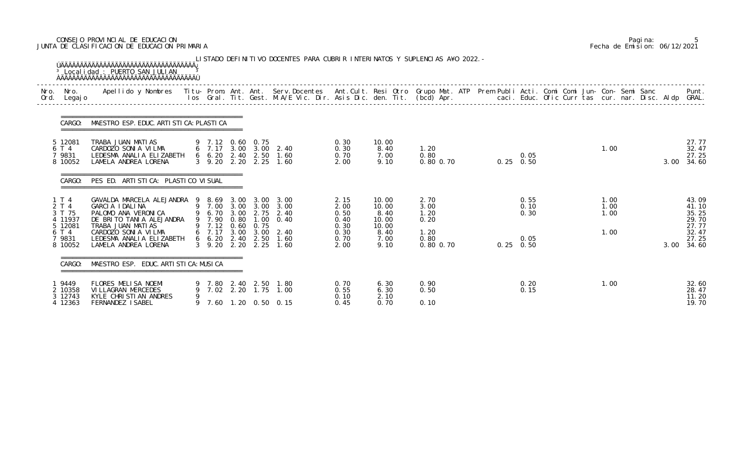CONSEJO PROVINCIAL DE EDUCACION
JUNTA DE CLASIFICACION DE EDUCACION PRIMARIA

Fecha de Emision: 06/12/2021

LISTADO DEFINITIVO DOCENTES PARA CUBRIR INTERINATOS Y SUPLENCIAS AÑO 2022.-

Localidad : PUERTO SAN JULIAN

| Nro. Ord. | Nro. Legajo | Apellido y Nombres | Titu- los | Prom. Gral. | Ant. Tit. | Ant. Gest. | Serv.Docentes M.A/E Vic. Dir. | Ant.Cult. Asis Dic. | Resi den. | Otro Tit. | Grupo Mat. (bcd) | ATP Apr. | Prem caci. | Publi Educ. | Acti. Ofic | Comi Curr | Comi tas | Jun- cur. | Con- nar. | Semi Disc. | Sanc Aldp | Punt. GRAL. |
|---|---|---|---|---|---|---|---|---|---|---|---|---|---|---|---|---|---|---|---|---|---|---|
| **CARGO: MAESTRO ESP. EDUC. ARTISTICA: PLASTICA** | | | | | | | | | | | | | | | | | | | | | | |
| 5 | 12081 | TRABA JUAN MATIAS | 9 | 7.12 | 0.60 | 0.75 | | 0.30 | 10.00 | | | | | | | | | | | | | 27.77 |
| 6 | T 4 | CARDOZO SONIA VILMA | 6 | 7.17 | 3.00 | 3.00 | 2.40 | 0.30 | 8.40 | | 1.20 | | | 0.05 | | | | 1.00 | | | | 32.47 |
| 7 | 9831 | LEDESMA ANALIA ELIZABETH | 6 | 6.20 | 2.40 | 2.50 | 1.60 | 0.70 | 7.00 | | 0.80 | | | | | | | | | | | 27.25 |
| 8 | 10052 | LAMELA ANDREA LORENA | 3 | 9.20 | 2.20 | 2.25 | 1.60 | 2.00 | 9.10 | | 0.80 | 0.70 | 0.25 | 0.50 | | | | | | | 3.00 | 34.60 |
| **CARGO: PES ED. ARTISTICA: PLASTICO VISUAL** | | | | | | | | | | | | | | | | | | | | | | |
| 1 | T 4 | GAVALDA MARCELA ALEJANDRA | 9 | 8.69 | 3.00 | 3.00 | 3.00 | 2.15 | 10.00 | | 2.70 | | | 0.55 | | | | 1.00 | | | | 43.09 |
| 2 | T 4 | GARCIA IDALINA | 9 | 7.00 | 3.00 | 3.00 | 3.00 | 2.00 | 10.00 | | 3.00 | | | 0.10 | | | | 1.00 | | | | 41.10 |
| 3 | T 75 | PALOMO ANA VERONICA | 9 | 6.70 | 3.00 | 2.75 | 2.40 | 0.50 | 8.40 | | 1.20 | | | 0.30 | | | | 1.00 | | | | 35.25 |
| 4 | 11937 | DE BRITO TANIA ALEJANDRA | 9 | 7.90 | 0.80 | 1.00 | 0.40 | 0.40 | 10.00 | | 0.20 | | | | | | | | | | | 29.70 |
| 5 | 12081 | TRABA JUAN MATIAS | 9 | 7.12 | 0.60 | 0.75 | | 0.30 | 10.00 | | | | | | | | | | | | | 27.77 |
| 6 | T 4 | CARDOZO SONIA VILMA | 6 | 7.17 | 3.00 | 3.00 | 2.40 | 0.30 | 8.40 | | 1.20 | | | 0.05 | | | | 1.00 | | | | 32.47 |
| 7 | 9831 | LEDESMA ANALIA ELIZABETH | 6 | 6.20 | 2.40 | 2.50 | 1.60 | 0.70 | 7.00 | | 0.80 | | | | | | | | | | | 27.25 |
| 8 | 10052 | LAMELA ANDREA LORENA | 3 | 9.20 | 2.20 | 2.25 | 1.60 | 2.00 | 9.10 | | 0.80 | 0.70 | 0.25 | 0.50 | | | | | | | 3.00 | 34.60 |
| **CARGO: MAESTRO ESP. EDUC. ARTISTICA: MUSICA** | | | | | | | | | | | | | | | | | | | | | | |
| 1 | 9449 | FLORES MELISA NOEMI | 9 | 7.80 | 2.40 | 2.50 | 1.80 | 0.70 | 6.30 | | 0.90 | | | 0.20 | | | | 1.00 | | | | 32.60 |
| 2 | 10358 | VILLAGRAN MERCEDES | 9 | 7.02 | 2.20 | 1.75 | 1.00 | 0.55 | 6.30 | | 0.50 | | | 0.15 | | | | | | | | 28.47 |
| 3 | 12743 | KYLE CHRISTIAN ANDRES | 9 | | | | | 0.10 | 2.10 | | | | | | | | | | | | | 11.20 |
| 4 | 12363 | FERNANDEZ ISABEL | 9 | 7.60 | 1.20 | 0.50 | 0.15 | 0.45 | 0.70 | | 0.10 | | | | | | | | | | | 19.70 |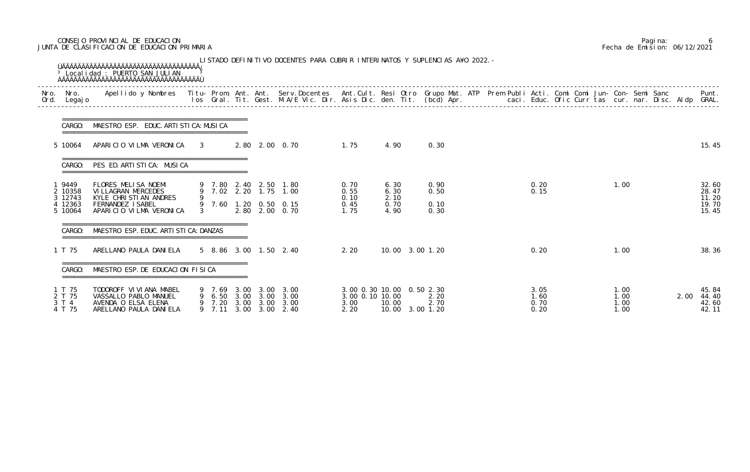CONSEJO PROVINCIAL DE EDUCACION
JUNTA DE CLASIFICACION DE EDUCACION PRIMARIA

Pagina: 6
Fecha de Emision: 06/12/2021

LISTADO DEFINITIVO DOCENTES PARA CUBRIR INTERINATOS Y SUPLENCIAS AÑO 2022.-

Localidad : PUERTO SAN JULIAN

| Nro. Ord. | Nro. Legajo | Apellido y Nombres | Titu- los | Prom. Gral. | Ant. Tit. | Ant. Gest. | Serv.Docentes M.A/E Vic. Dir. | Ant.Cult. Asis Dic. | Resi den. | Otro Tit. | Grupo Mat. (bcd) | ATP Apr. | Prem | Publi caci. | Acti. Educ. | Comi Ofic | Comi Curr | Jun- tas | Con- cur. | Semi nar. | Sanc Disc. | Aldp | Punt. GRAL. |
|---|---|---|---|---|---|---|---|---|---|---|---|---|---|---|---|---|---|---|---|---|---|---|---|
| **CARGO: MAESTRO ESP. EDUC. ARTISTICA: MUSICA** | | | | | | | | | | | | | | | | | | | | | | | |
| 5 | 10064 | APARICIO VILMA VERONICA | 3 | | 2.80 | 2.00 | 0.70 | 1.75 | 4.90 | | 0.30 | | | | | | | | | | | | 15.45 |
| **CARGO: PES ED. ARTISTICA: MUSICA** | | | | | | | | | | | | | | | | | | | | | | | |
| 1 | 9449 | FLORES MELISA NOEMI | 9 | 7.80 | 2.40 | 2.50 | 1.80 | 0.70 | 6.30 | | 0.90 | | | | 0.20 | | | | 1.00 | | | | 32.60 |
| 2 | 10358 | VILLAGRAN MERCEDES | 9 | 7.02 | 2.20 | 1.75 | 1.00 | 0.55 | 6.30 | | 0.50 | | | | 0.15 | | | | | | | | 28.47 |
| 3 | 12743 | KYLE CHRISTIAN ANDRES | 9 | | | | | 0.10 | 2.10 | | | | | | | | | | | | | | 11.20 |
| 4 | 12363 | FERNANDEZ ISABEL | 9 | 7.60 | 1.20 | 0.50 | 0.15 | 0.45 | 0.70 | | 0.10 | | | | | | | | | | | | 19.70 |
| 5 | 10064 | APARICIO VILMA VERONICA | 3 | | 2.80 | 2.00 | 0.70 | 1.75 | 4.90 | | 0.30 | | | | | | | | | | | | 15.45 |
| **CARGO: MAESTRO ESP. EDUC. ARTISTICA: DANZAS** | | | | | | | | | | | | | | | | | | | | | | | |
| 1 | T 75 | ARELLANO PAULA DANIELA | 5 | 8.86 | 3.00 | 1.50 | 2.40 | 2.20 | 10.00 | 3.00 | 1.20 | | | | 0.20 | | | | 1.00 | | | | 38.36 |
| **CARGO: MAESTRO ESP. DE EDUCACION FISICA** | | | | | | | | | | | | | | | | | | | | | | | |
| 1 | T 75 | TODOROFF VIVIANA MABEL | 9 | 7.69 | 3.00 | 3.00 | 3.00 | 3.00 0.30 | 10.00 | 0.50 | 2.30 | | | | 3.05 | | | | 1.00 | | | | 45.84 |
| 2 | T 75 | VASSALLO PABLO MANUEL | 9 | 6.50 | 3.00 | 3.00 | 3.00 | 3.00 0.10 | 10.00 | | 2.20 | | | | 1.60 | | | | 1.00 | | | 2.00 | 44.40 |
| 3 | T 4 | AVENDA O ELSA ELENA | 9 | 7.20 | 3.00 | 3.00 | 3.00 | 3.00 | 10.00 | | 2.70 | | | | 0.70 | | | | 1.00 | | | | 42.60 |
| 4 | T 75 | ARELLANO PAULA DANIELA | 9 | 7.11 | 3.00 | 3.00 | 2.40 | 2.20 | 10.00 | 3.00 | 1.20 | | | | 0.20 | | | | 1.00 | | | | 42.11 |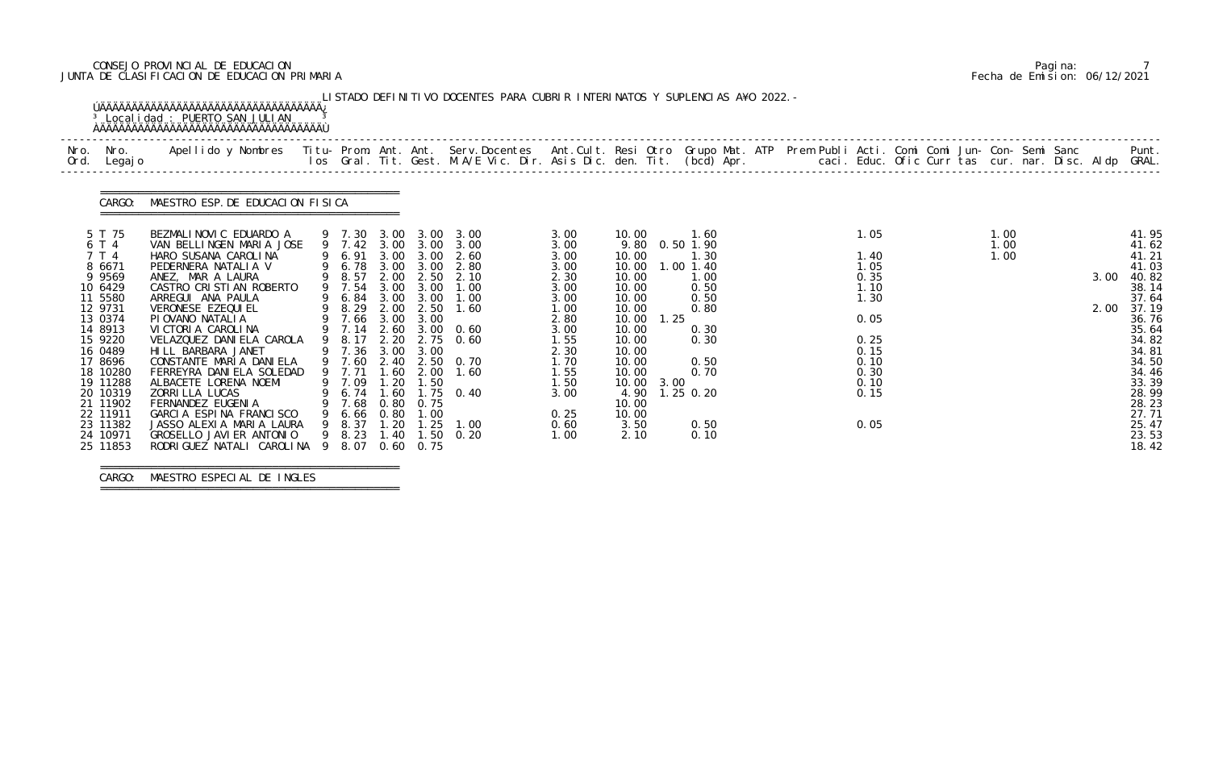CONSEJO PROVINCIAL DE EDUCACION
JUNTA DE CLASIFICACION DE EDUCACION PRIMARIA

Fecha de Emision: 06/12/2021

LISTADO DEFINITIVO DOCENTES PARA CUBRIR INTERINATOS Y SUPLENCIAS AÑO 2022.-

Localidad : PUERTO SAN JULIAN

CARGO: MAESTRO ESP. DE EDUCACION FISICA

| Nro. Ord. | Nro. Legajo | Apellido y Nombres | Titu- los | Prom. Gral. | Ant. Tit. | Ant. Gest. | Serv.Docentes M.A/E Vic. Dir. | Ant.Cult. Asis Dic. | Resi den. | Otro Tit. | Grupo Mat. (bcd) Apr. | ATP | Prem Publi caci. | Acti. Educ. | Comi Ofic | Comi Curr | Jun- tas | Con- cur. | Semi nar. | Sanc Disc. | Aldp | Punt. GRAL. |
|---|---|---|---|---|---|---|---|---|---|---|---|---|---|---|---|---|---|---|---|---|---|---|
| 5 | T 75 | BEZMALINOVIC EDUARDO A | 9 | 7.30 | 3.00 | 3.00 | 3.00 | 3.00 | 10.00 | | 1.60 | | | 1.05 | | | | 1.00 | | | | 41.95 |
| 6 | T 4 | VAN BELLINGEN MARIA JOSE | 9 | 7.42 | 3.00 | 3.00 | 3.00 | 3.00 | 9.80 | 0.50 | 1.90 | | | | | | | 1.00 | | | | 41.62 |
| 7 | T 4 | HARO SUSANA CAROLINA | 9 | 6.91 | 3.00 | 3.00 | 2.60 | 3.00 | 10.00 | | 1.30 | | | 1.40 | | | | 1.00 | | | | 41.21 |
| 8 | 6671 | PEDERNERA NATALIA V | 9 | 6.78 | 3.00 | 3.00 | 2.80 | 3.00 | 10.00 | 1.00 | 1.40 | | | 1.05 | | | | | | | | 41.03 |
| 9 | 9569 | ANEZ, MAR A LAURA | 9 | 8.57 | 2.00 | 2.50 | 2.10 | 2.30 | 10.00 | | 1.00 | | | 0.35 | | | | | | | 3.00 | 40.82 |
| 10 | 6429 | CASTRO CRISTIAN ROBERTO | 9 | 7.54 | 3.00 | 3.00 | 1.00 | 3.00 | 10.00 | | 0.50 | | | 1.10 | | | | | | | | 38.14 |
| 11 | 5580 | ARREGUI ANA PAULA | 9 | 6.84 | 3.00 | 3.00 | 1.00 | 3.00 | 10.00 | | 0.50 | | | 1.30 | | | | | | | | 37.64 |
| 12 | 9731 | VERONESE EZEQUIEL | 9 | 8.29 | 2.00 | 2.50 | 1.60 | 1.00 | 10.00 | | 0.80 | | | | | | | | | | 2.00 | 37.19 |
| 13 | 0374 | PIOVANO NATALIA | 9 | 7.66 | 3.00 | 3.00 | | 2.80 | 10.00 | 1.25 | | | | 0.05 | | | | | | | | 36.76 |
| 14 | 8913 | VICTORIA CAROLINA | 9 | 7.14 | 2.60 | 3.00 | 0.60 | 3.00 | 10.00 | | 0.30 | | | | | | | | | | | 35.64 |
| 15 | 9220 | VELAZQUEZ DANIELA CAROLA | 9 | 8.17 | 2.20 | 2.75 | 0.60 | 1.55 | 10.00 | | 0.30 | | | 0.25 | | | | | | | | 34.82 |
| 16 | 0489 | HILL BARBARA JANET | 9 | 7.36 | 3.00 | 3.00 | | 2.30 | 10.00 | | | | | 0.15 | | | | | | | | 34.81 |
| 17 | 8696 | CONSTANTE MARIA DANIELA | 9 | 7.60 | 2.40 | 2.50 | 0.70 | 1.70 | 10.00 | | 0.50 | | | 0.10 | | | | | | | | 34.50 |
| 18 | 10280 | FERREYRA DANIELA SOLEDAD | 9 | 7.71 | 1.60 | 2.00 | 1.60 | 1.55 | 10.00 | | 0.70 | | | 0.30 | | | | | | | | 34.46 |
| 19 | 11288 | ALBACETE LORENA NOEMI | 9 | 7.09 | 1.20 | 1.50 | | 1.50 | 10.00 | 3.00 | | | | 0.10 | | | | | | | | 33.39 |
| 20 | 10319 | ZORRILLA LUCAS | 9 | 6.74 | 1.60 | 1.75 | 0.40 | 3.00 | 4.90 | 1.25 | 0.20 | | | 0.15 | | | | | | | | 28.99 |
| 21 | 11902 | FERNANDEZ EUGENIA | 9 | 7.68 | 0.80 | 0.75 | | | 10.00 | | | | | | | | | | | | | 28.23 |
| 22 | 11911 | GARCIA ESPINA FRANCISCO | 9 | 6.66 | 0.80 | 1.00 | | 0.25 | 10.00 | | | | | | | | | | | | | 27.71 |
| 23 | 11382 | JASSO ALEXIA MARIA LAURA | 9 | 8.37 | 1.20 | 1.25 | 1.00 | 0.60 | 3.50 | | 0.50 | | | 0.05 | | | | | | | | 25.47 |
| 24 | 10971 | GROSELLO JAVIER ANTONIO | 9 | 8.23 | 1.40 | 1.50 | 0.20 | 1.00 | 2.10 | | 0.10 | | | | | | | | | | | 23.53 |
| 25 | 11853 | RODRIGUEZ NATALI CAROLINA | 9 | 8.07 | 0.60 | 0.75 | | | | | | | | | | | | | | | | 18.42 |

CARGO: MAESTRO ESPECIAL DE INGLES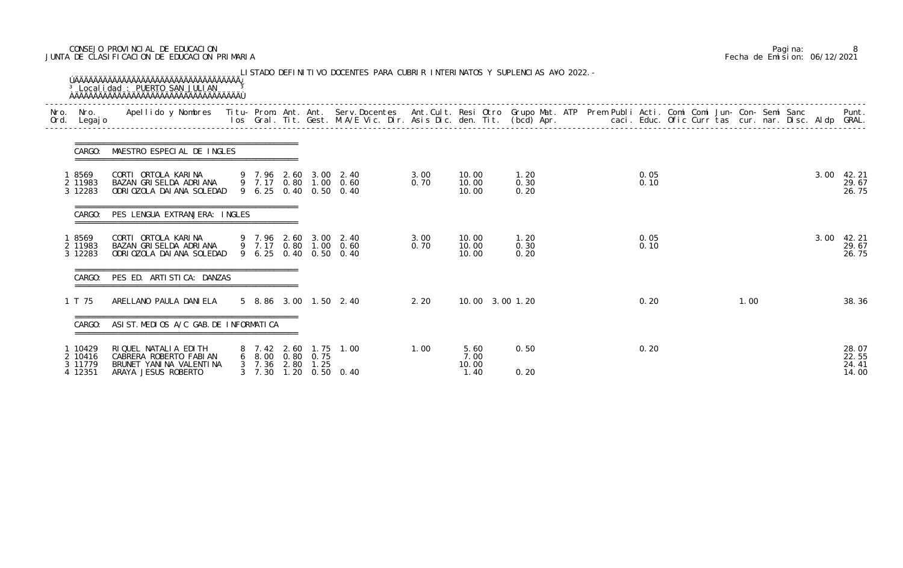CONSEJO PROVINCIAL DE EDUCACION
JUNTA DE CLASIFICACION DE EDUCACION PRIMARIA

Pagina: 8
Fecha de Emision: 06/12/2021

LISTADO DEFINITIVO DOCENTES PARA CUBRIR INTERINATOS Y SUPLENCIAS AÑO 2022.-

Localidad : PUERTO SAN JULIAN

| Nro. Ord. | Nro. Legajo | Apellido y Nombres | Titulos | Prom. Gral. | Ant. Tit. | Ant. Gest. | Serv.Docentes M.A/E Vic. Dir. | Ant.Cult. Asis Dic. | Resi den. | Otro Tit. | Grupo Mat. (bcd) Apr. | ATP | Prem Publi caci. | Acti. Educ. | Comi Ofic | Comi Curr | Jun- tas | Con- cur. | Semi nar. | Sanc Disc. | Aldp | Punt. GRAL. |
|---|---|---|---|---|---|---|---|---|---|---|---|---|---|---|---|---|---|---|---|---|---|---|
| **CARGO: MAESTRO ESPECIAL DE INGLES** | | | | | | | | | | | | | | | | | | | | | | |
| 1 | 8569 | CORTI ORTOLA KARINA | 9 | 7.96 | 2.60 | 3.00 | 2.40 | 3.00 | 10.00 | | 1.20 | | | 0.05 | | | | | | | 3.00 | 42.21 |
| 2 | 11983 | BAZAN GRISELDA ADRIANA | 9 | 7.17 | 0.80 | 1.00 | 0.60 | 0.70 | 10.00 | | 0.30 | | | 0.10 | | | | | | | | 29.67 |
| 3 | 12283 | ODRIOZOLA DAIANA SOLEDAD | 9 | 6.25 | 0.40 | 0.50 | 0.40 | | 10.00 | | 0.20 | | | | | | | | | | | 26.75 |
| **CARGO: PES LENGUA EXTRANJERA: INGLES** | | | | | | | | | | | | | | | | | | | | | | |
| 1 | 8569 | CORTI ORTOLA KARINA | 9 | 7.96 | 2.60 | 3.00 | 2.40 | 3.00 | 10.00 | | 1.20 | | | 0.05 | | | | | | | 3.00 | 42.21 |
| 2 | 11983 | BAZAN GRISELDA ADRIANA | 9 | 7.17 | 0.80 | 1.00 | 0.60 | 0.70 | 10.00 | | 0.30 | | | 0.10 | | | | | | | | 29.67 |
| 3 | 12283 | ODRIOZOLA DAIANA SOLEDAD | 9 | 6.25 | 0.40 | 0.50 | 0.40 | | 10.00 | | 0.20 | | | | | | | | | | | 26.75 |
| **CARGO: PES ED. ARTISTICA: DANZAS** | | | | | | | | | | | | | | | | | | | | | | |
| 1 | T 75 | ARELLANO PAULA DANIELA | 5 | 8.86 | 3.00 | 1.50 | 2.40 | 2.20 | 10.00 | 3.00 | 1.20 | | | 0.20 | | | 1.00 | | | | | 38.36 |
| **CARGO: ASIST.MEDIOS A/C GAB.DE INFORMATICA** | | | | | | | | | | | | | | | | | | | | | | |
| 1 | 10429 | RIQUEL NATALIA EDITH | 8 | 7.42 | 2.60 | 1.75 | 1.00 | 1.00 | 5.60 | | 0.50 | | | 0.20 | | | | | | | | 28.07 |
| 2 | 10416 | CABRERA ROBERTO FABIAN | 6 | 8.00 | 0.80 | 0.75 | | | 7.00 | | | | | | | | | | | | | 22.55 |
| 3 | 11779 | BRUNET YANINA VALENTINA | 3 | 7.36 | 2.80 | 1.25 | | | 10.00 | | | | | | | | | | | | | 24.41 |
| 4 | 12351 | ARAYA JESUS ROBERTO | 3 | 7.30 | 1.20 | 0.50 | 0.40 | | 1.40 | | 0.20 | | | | | | | | | | | 14.00 |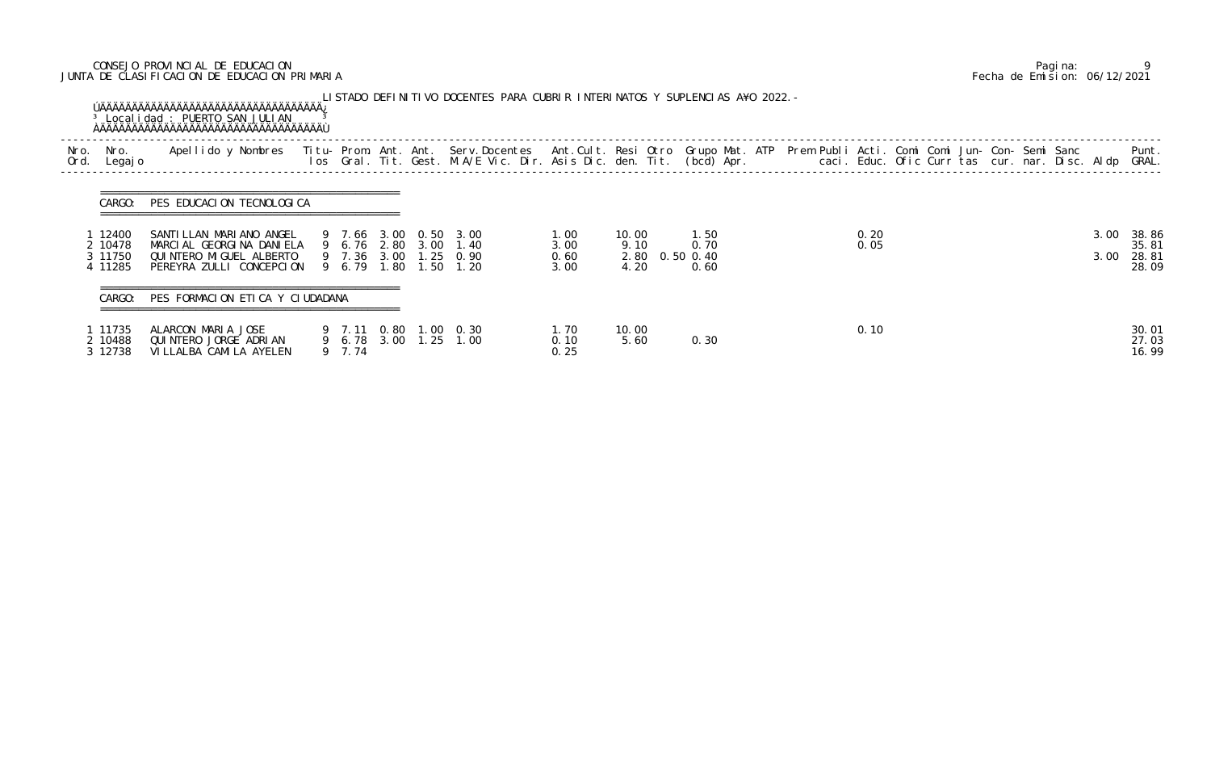CONSEJO PROVINCIAL DE EDUCACION
JUNTA DE CLASIFICACION DE EDUCACION PRIMARIA

Pagina: 9
Fecha de Emision: 06/12/2021

LISTADO DEFINITIVO DOCENTES PARA CUBRIR INTERINATOS Y SUPLENCIAS A¥O 2022.-

Localidad : PUERTO SAN JULIAN

| Nro. Ord. | Nro. Legajo | Apellido y Nombres | Titu-los | Prom. Gral. | Ant. Tit. | Ant. Gest. | Serv.Docentes M.A/E Vic. Dir. | Ant.Cult. Asis Dic. | Resi den. | Otro Tit. | Grupo Mat. (bcd) | ATP Apr. | Prem | Publi caci. | Acti. Educ. | Comi Ofic | Comi Curr | Jun-tas | Con-cur. | Semi nar. | Sanc Disc. | Aldp | Punt. GRAL. |
|---|---|---|---|---|---|---|---|---|---|---|---|---|---|---|---|---|---|---|---|---|---|---|---|
| **CARGO: PES EDUCACION TECNOLOGICA** | | | | | | | | | | | | | | | | | | | | | | | |
| 1 | 12400 | SANTILLAN MARIANO ANGEL | 9 | 7.66 | 3.00 | 0.50 | 3.00 | 1.00 | 10.00 | | 1.50 | | | | 0.20 | | | | | | | 3.00 | 38.86 |
| 2 | 10478 | MARCIAL GEORGINA DANIELA | 9 | 6.76 | 2.80 | 3.00 | 1.40 | 3.00 | 9.10 | | 0.70 | | | | 0.05 | | | | | | | | 35.81 |
| 3 | 11750 | QUINTERO MIGUEL ALBERTO | 9 | 7.36 | 3.00 | 1.25 | 0.90 | 0.60 | 2.80 | 0.50 | 0.40 | | | | | | | | | | | 3.00 | 28.81 |
| 4 | 11285 | PEREYRA ZULLI CONCEPCION | 9 | 6.79 | 1.80 | 1.50 | 1.20 | 3.00 | 4.20 | | 0.60 | | | | | | | | | | | | 28.09 |
| **CARGO: PES FORMACION ETICA Y CIUDADANA** | | | | | | | | | | | | | | | | | | | | | | | |
| 1 | 11735 | ALARCON MARIA JOSE | 9 | 7.11 | 0.80 | 1.00 | 0.30 | 1.70 | 10.00 | | | | | | 0.10 | | | | | | | | 30.01 |
| 2 | 10488 | QUINTERO JORGE ADRIAN | 9 | 6.78 | 3.00 | 1.25 | 1.00 | 0.10 | 5.60 | | 0.30 | | | | | | | | | | | | 27.03 |
| 3 | 12738 | VILLALBA CAMILA AYELEN | 9 | 7.74 | | | | 0.25 | | | | | | | | | | | | | | | 16.99 |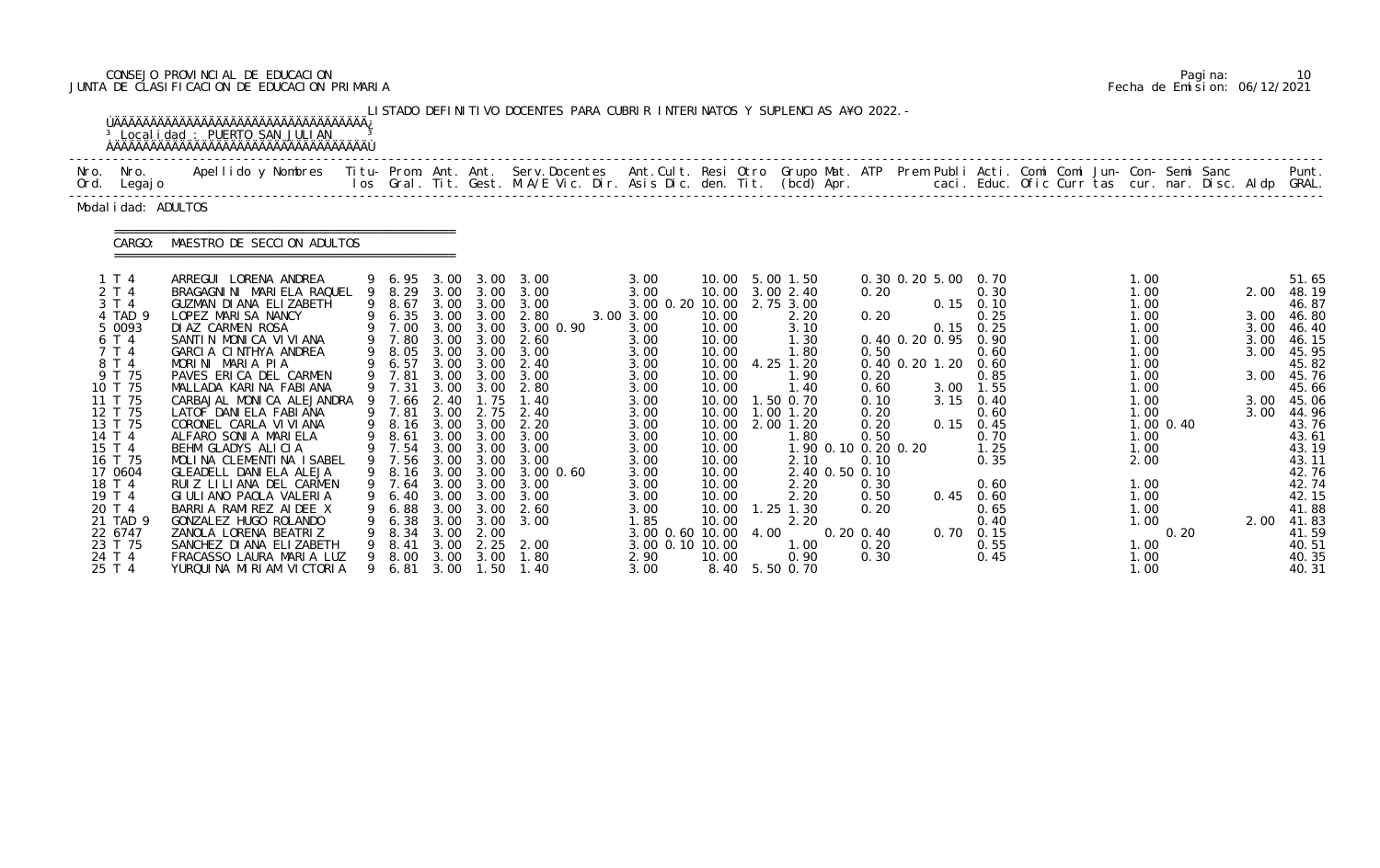CONSEJO PROVINCIAL DE EDUCACION
JUNTA DE CLASIFICACION DE EDUCACION PRIMARIA

LISTADO DEFINITIVO DOCENTES PARA CUBRIR INTERINATOS Y SUPLENCIAS AÑO 2022.-

Localidad : PUERTO SAN JULIAN

Modalidad: ADULTOS

CARGO: MAESTRO DE SECCION ADULTOS

| Nro. Ord. | Nro. Legajo | Apellido y Nombres | Titu-los | Prom. Gral. | Ant. Tit. | Ant. Gest. | Serv.Docentes M.A/E Vic. Dir. | Ant.Cult. Asis Dic. | Resi den. | Otro Tit. | Grupo Mat. (bcd) | ATP Apr. | Prem | Publi caci. | Acti. Educ. | Comi Ofic | Comi Curr | Jun-tas | Con-cur. | Semi nar. | Sanc Disc. | Aldp | Punt. GRAL. |
|---|---|---|---|---|---|---|---|---|---|---|---|---|---|---|---|---|---|---|---|---|---|---|---|
| 1 | T 4 | ARREGUI LORENA ANDREA | 9 | 6.95 | 3.00 | 3.00 | 3.00 | 3.00 | 10.00 | 5.00 | 1.50 | | 0.30 0.20 | 5.00 | 0.70 | | | | 1.00 | | | | 51.65 |
| 2 | T 4 | BRAGAGNINI MARIELA RAQUEL | 9 | 8.29 | 3.00 | 3.00 | 3.00 | 3.00 | 10.00 | 3.00 | 2.40 | | 0.20 | | 0.30 | | | | 1.00 | | | 2.00 | 48.19 |
| 3 | T 4 | GUZMAN DIANA ELIZABETH | 9 | 8.67 | 3.00 | 3.00 | 3.00 | 3.00 0.20 | 10.00 | 2.75 | 3.00 | | | 0.15 | 0.10 | | | | 1.00 | | | | 46.87 |
| 4 | TAD 9 | LOPEZ MARISA NANCY | 9 | 6.35 | 3.00 | 3.00 | 2.80 3.00 | 3.00 | 10.00 | | 2.20 | | 0.20 | | 0.25 | | | | 1.00 | | | 3.00 | 46.80 |
| 5 | 0093 | DIAZ CARMEN ROSA | 9 | 7.00 | 3.00 | 3.00 | 3.00 0.90 | 3.00 | 10.00 | | 3.10 | | | 0.15 | 0.25 | | | | 1.00 | | | 3.00 | 46.40 |
| 6 | T 4 | SANTIN MONICA VIVIANA | 9 | 7.80 | 3.00 | 3.00 | 2.60 | 3.00 | 10.00 | | 1.30 | | 0.40 0.20 | 0.95 | 0.90 | | | | 1.00 | | | 3.00 | 46.15 |
| 7 | T 4 | GARCIA CINTHYA ANDREA | 9 | 8.05 | 3.00 | 3.00 | 3.00 | 3.00 | 10.00 | | 1.80 | | 0.50 | | 0.60 | | | | 1.00 | | | 3.00 | 45.95 |
| 8 | T 4 | MORINI MARIA PIA | 9 | 6.57 | 3.00 | 3.00 | 2.40 | 3.00 | 10.00 | 4.25 | 1.20 | | 0.40 0.20 | 1.20 | 0.60 | | | | 1.00 | | | | 45.82 |
| 9 | T 75 | PAVES ERICA DEL CARMEN | 9 | 7.81 | 3.00 | 3.00 | 3.00 | 3.00 | 10.00 | | 1.90 | | 0.20 | | 0.85 | | | | 1.00 | | | 3.00 | 45.76 |
| 10 | T 75 | MALLADA KARINA FABIANA | 9 | 7.31 | 3.00 | 3.00 | 2.80 | 3.00 | 10.00 | | 1.40 | | 0.60 | 3.00 | 1.55 | | | | 1.00 | | | | 45.66 |
| 11 | T 75 | CARBAJAL MONICA ALEJANDRA | 9 | 7.66 | 2.40 | 1.75 | 1.40 | 3.00 | 10.00 | 1.50 | 0.70 | | 0.10 | 3.15 | 0.40 | | | | 1.00 | | | 3.00 | 45.06 |
| 12 | T 75 | LATOF DANIELA FABIANA | 9 | 7.81 | 3.00 | 2.75 | 2.40 | 3.00 | 10.00 | 1.00 | 1.20 | | 0.20 | | 0.60 | | | | 1.00 | | | 3.00 | 44.96 |
| 13 | T 75 | CORONEL CARLA VIVIANA | 9 | 8.16 | 3.00 | 3.00 | 2.20 | 3.00 | 10.00 | 2.00 | 1.20 | | 0.20 | 0.15 | 0.45 | | | | 1.00 | 0.40 | | | 43.76 |
| 14 | T 4 | ALFARO SONIA MARIELA | 9 | 8.61 | 3.00 | 3.00 | 3.00 | 3.00 | 10.00 | | 1.80 | | 0.50 | | 0.70 | | | | 1.00 | | | | 43.61 |
| 15 | T 4 | BEHM GLADYS ALICIA | 9 | 7.54 | 3.00 | 3.00 | 3.00 | 3.00 | 10.00 | | 1.90 | 0.10 | 0.20 0.20 | | 1.25 | | | | 1.00 | | | | 43.19 |
| 16 | T 75 | MOLINA CLEMENTINA ISABEL | 9 | 7.56 | 3.00 | 3.00 | 3.00 | 3.00 | 10.00 | | 2.10 | | 0.10 | | 0.35 | | | | 2.00 | | | | 43.11 |
| 17 | 0604 | GLEADELL DANIELA ALEJA | 9 | 8.16 | 3.00 | 3.00 | 3.00 0.60 | 3.00 | 10.00 | | 2.40 | 0.50 | 0.10 | | | | | | | | | | 42.76 |
| 18 | T 4 | RUIZ LILIANA DEL CARMEN | 9 | 7.64 | 3.00 | 3.00 | 3.00 | 3.00 | 10.00 | | 2.20 | | 0.30 | | 0.60 | | | | 1.00 | | | | 42.74 |
| 19 | T 4 | GIULIANO PAOLA VALERIA | 9 | 6.40 | 3.00 | 3.00 | 3.00 | 3.00 | 10.00 | | 2.20 | | 0.50 | 0.45 | 0.60 | | | | 1.00 | | | | 42.15 |
| 20 | T 4 | BARRIA RAMIREZ AIDEE X | 9 | 6.88 | 3.00 | 3.00 | 2.60 | 3.00 | 10.00 | 1.25 | 1.30 | | 0.20 | | 0.65 | | | | 1.00 | | | | 41.88 |
| 21 | TAD 9 | GONZALEZ HUGO ROLANDO | 9 | 6.38 | 3.00 | 3.00 | 3.00 | 1.85 | 10.00 | | 2.20 | | | | 0.40 | | | | 1.00 | | | 2.00 | 41.83 |
| 22 | 6747 | ZANOLA LORENA BEATRIZ | 9 | 8.34 | 3.00 | 2.00 | | 3.00 0.60 | 10.00 | 4.00 | | 0.20 | 0.40 | 0.70 | 0.15 | | | | | 0.20 | | | 41.59 |
| 23 | T 75 | SANCHEZ DIANA ELIZABETH | 9 | 8.41 | 3.00 | 2.25 | 2.00 | 3.00 0.10 | 10.00 | | 1.00 | | 0.20 | | 0.55 | | | | 1.00 | | | | 40.51 |
| 24 | T 4 | FRACASSO LAURA MARIA LUZ | 9 | 8.00 | 3.00 | 3.00 | 1.80 | 2.90 | 10.00 | | 0.90 | | 0.30 | | 0.45 | | | | 1.00 | | | | 40.35 |
| 25 | T 4 | YURQUINA MIRIAM VICTORIA | 9 | 6.81 | 3.00 | 1.50 | 1.40 | 3.00 | 8.40 | 5.50 | 0.70 | | | | | | | | 1.00 | | | | 40.31 |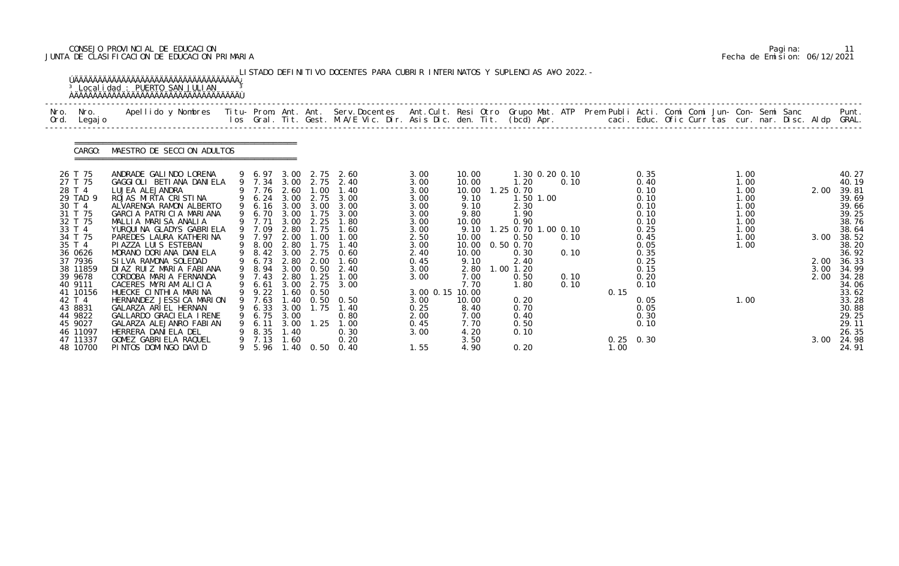CONSEJO PROVINCIAL DE EDUCACION
JUNTA DE CLASIFICACION DE EDUCACION PRIMARIA

Pagina: 11
Fecha de Emision: 06/12/2021

LISTADO DEFINITIVO DOCENTES PARA CUBRIR INTERINATOS Y SUPLENCIAS A¥O 2022.-

Localidad : PUERTO SAN JULIAN

CARGO: MAESTRO DE SECCION ADULTOS

| Nro. Ord. | Nro. Legajo | Apellido y Nombres | Titu- los | Prom. Gral. | Ant. Tit. | Ant. Gest. | Serv.Docentes M.A/E Vic. Dir. | Ant.Cult. Asis Dic. | Resi den. | Otro Tit. | Grupo Mat. (bcd) | ATP Apr. | Prem caci. | Publi Educ. | Acti. Ofic | Comi Curr | Comi tas | Jun- cur. | Con- nar. | Semi Disc. | Sanc Aldp | Punt. GRAL. |
|---|---|---|---|---|---|---|---|---|---|---|---|---|---|---|---|---|---|---|---|---|---|---|
| 26 | T 75 | ANDRADE GALINDO LORENA | 9 | 6.97 | 3.00 | 2.75 | 2.60 | 3.00 | 10.00 | | 1.30 0.20 0.10 | | | 0.35 | | | | 1.00 | | | | 40.27 |
| 27 | T 75 | GAGGIOLI BETIANA DANIELA | 9 | 7.34 | 3.00 | 2.75 | 2.40 | 3.00 | 10.00 | | 1.20 | 0.10 | | 0.40 | | | | 1.00 | | | | 40.19 |
| 28 | T 4 | LUJEA ALEJANDRA | 9 | 7.76 | 2.60 | 1.00 | 1.40 | 3.00 | 10.00 | 1.25 | 0.70 | | | 0.10 | | | | 1.00 | | | 2.00 | 39.81 |
| 29 | TAD 9 | ROJAS MIRTA CRISTINA | 9 | 6.24 | 3.00 | 2.75 | 3.00 | 3.00 | 9.10 | | 1.50 1.00 | | | 0.10 | | | | 1.00 | | | | 39.69 |
| 30 | T 4 | ALVARENGA RAMON ALBERTO | 9 | 6.16 | 3.00 | 3.00 | 3.00 | 3.00 | 9.10 | | 2.30 | | | 0.10 | | | | 1.00 | | | | 39.66 |
| 31 | T 75 | GARCIA PATRICIA MARIANA | 9 | 6.70 | 3.00 | 1.75 | 3.00 | 3.00 | 9.80 | | 1.90 | | | 0.10 | | | | 1.00 | | | | 39.25 |
| 32 | T 75 | MALLIA MARISA ANALIA | 9 | 7.71 | 3.00 | 2.25 | 1.80 | 3.00 | 10.00 | | 0.90 | | | 0.10 | | | | 1.00 | | | | 38.76 |
| 33 | T 4 | YURQUINA GLADYS GABRIELA | 9 | 7.09 | 2.80 | 1.75 | 1.60 | 3.00 | 9.10 | 1.25 | 0.70 1.00 0.10 | | | 0.25 | | | | 1.00 | | | | 38.64 |
| 34 | T 75 | PAREDES LAURA KATHERINA | 9 | 7.97 | 2.00 | 1.00 | 1.00 | 2.50 | 10.00 | | 0.50 | 0.10 | | 0.45 | | | | 1.00 | | | 3.00 | 38.52 |
| 35 | T 4 | PIAZZA LUIS ESTEBAN | 9 | 8.00 | 2.80 | 1.75 | 1.40 | 3.00 | 10.00 | 0.50 | 0.70 | | | 0.05 | | | | 1.00 | | | | 38.20 |
| 36 | 0626 | MORANO DORIANA DANIELA | 9 | 8.42 | 3.00 | 2.75 | 0.60 | 2.40 | 10.00 | | 0.30 | 0.10 | | 0.35 | | | | | | | | 36.92 |
| 37 | 7936 | SILVA RAMONA SOLEDAD | 9 | 6.73 | 2.80 | 2.00 | 1.60 | 0.45 | 9.10 | | 2.40 | | | 0.25 | | | | | | | 2.00 | 36.33 |
| 38 | 11859 | DIAZ RUIZ MARIA FABIANA | 9 | 8.94 | 3.00 | 0.50 | 2.40 | 3.00 | 2.80 | 1.00 | 1.20 | | | 0.15 | | | | | | | 3.00 | 34.99 |
| 39 | 9678 | CORDOBA MARIA FERNANDA | 9 | 7.43 | 2.80 | 1.25 | 1.00 | 3.00 | 7.00 | | 0.50 | 0.10 | | 0.20 | | | | | | | 2.00 | 34.28 |
| 40 | 9111 | CACERES MYRIAM ALICIA | 9 | 6.61 | 3.00 | 2.75 | 3.00 | | 7.70 | | 1.80 | 0.10 | | 0.10 | | | | | | | | 34.06 |
| 41 | 10156 | HUECKE CINTHIA MARINA | 9 | 9.22 | 1.60 | 0.50 | | 3.00 0.15 | 10.00 | | | | 0.15 | | | | | | | | | 33.62 |
| 42 | T 4 | HERNANDEZ JESSICA MARION | 9 | 7.63 | 1.40 | 0.50 | 0.50 | 3.00 | 10.00 | | 0.20 | | | 0.05 | | | | 1.00 | | | | 33.28 |
| 43 | 8831 | GALARZA ARIEL HERNAN | 9 | 6.33 | 3.00 | 1.75 | 1.40 | 0.25 | 8.40 | | 0.70 | | | 0.05 | | | | | | | | 30.88 |
| 44 | 9822 | GALLARDO GRACIELA IRENE | 9 | 6.75 | 3.00 | | 0.80 | 2.00 | 7.00 | | 0.40 | | | 0.30 | | | | | | | | 29.25 |
| 45 | 9027 | GALARZA ALEJANRO FABIAN | 9 | 6.11 | 3.00 | 1.25 | 1.00 | 0.45 | 7.70 | | 0.50 | | | 0.10 | | | | | | | | 29.11 |
| 46 | 11097 | HERRERA DANIELA DEL | 9 | 8.35 | 1.40 | | 0.30 | 3.00 | 4.20 | | 0.10 | | | | | | | | | | | 26.35 |
| 47 | 11337 | GOMEZ GABRIELA RAQUEL | 9 | 7.13 | 1.60 | | 0.20 | | 3.50 | | | | 0.25 | 0.30 | | | | | | | 3.00 | 24.98 |
| 48 | 10700 | PINTOS DOMINGO DAVID | 9 | 5.96 | 1.40 | 0.50 | 0.40 | 1.55 | 4.90 | | 0.20 | | 1.00 | | | | | | | | | 24.91 |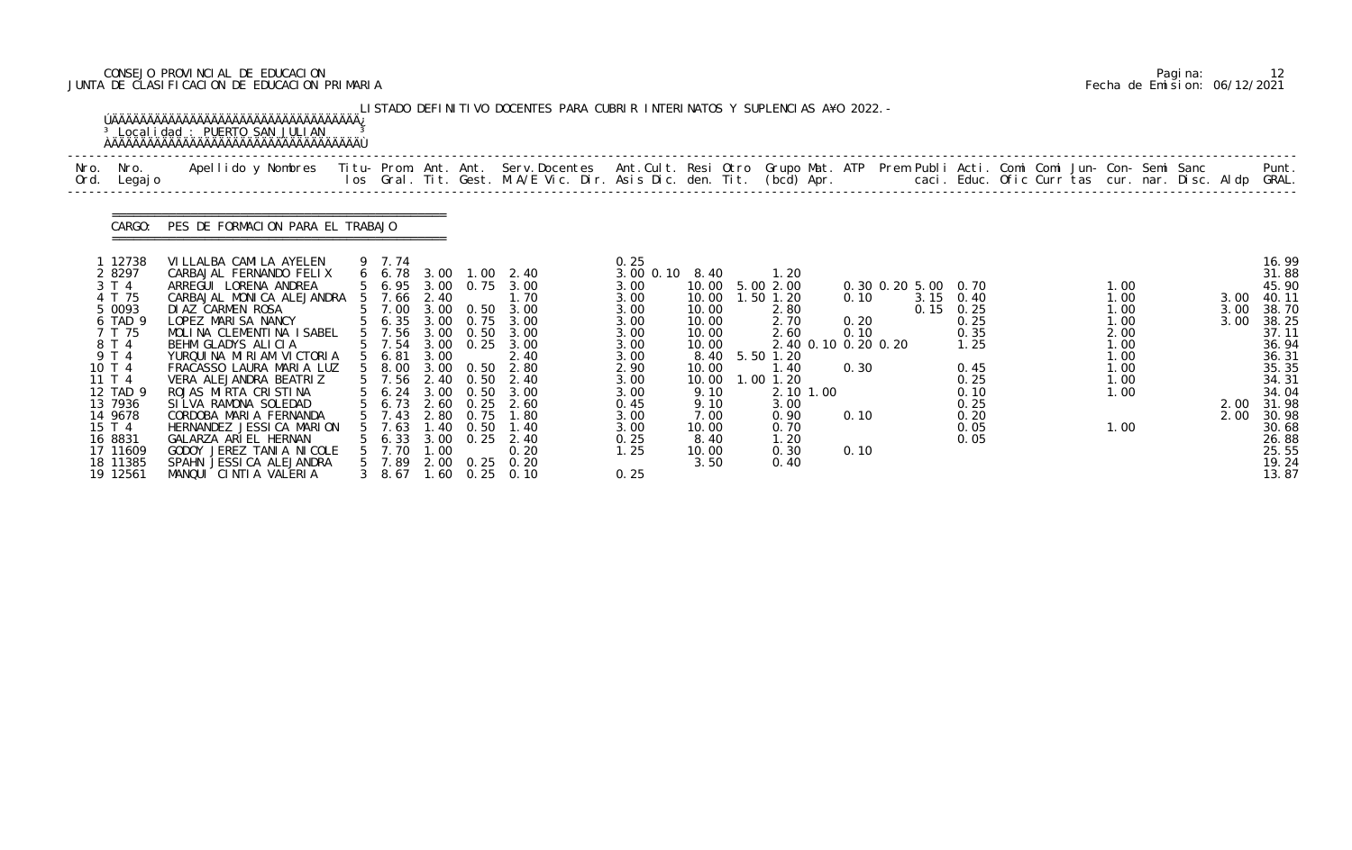CONSEJO PROVINCIAL DE EDUCACION
JUNTA DE CLASIFICACION DE EDUCACION PRIMARIA

Fecha de Emision: 06/12/2021

LISTADO DEFINITIVO DOCENTES PARA CUBRIR INTERINATOS Y SUPLENCIAS A¥O 2022.-

Localidad : PUERTO SAN JULIAN

CARGO: PES DE FORMACION PARA EL TRABAJO

| Nro. Ord. | Nro. Legajo | Apellido y Nombres | Titu-los | Prom. Gral. | Ant. Tit. | Ant. Gest. | Serv.Docentes M.A/E Vic. Dir. | Ant.Cult. Asis Dic. | Resi den. | Otro Tit. | Grupo Mat. (bcd) | ATP Apr. | Prem | Publi caci. | Acti. Educ. | Comi Ofic | Comi Curr | Jun- tas | Con- cur. | Semi nar. | Sanc Disc. | Aldp | Punt. GRAL. |
|---|---|---|---|---|---|---|---|---|---|---|---|---|---|---|---|---|---|---|---|---|---|---|---|
| 1 | 12738 | VILLALBA CAMILA AYELEN | 9 | 7.74 | | | | 0.25 | | | | | | | | | | | | | | | 16.99 |
| 2 | 8297 | CARBAJAL FERNANDO FELIX | 6 | 6.78 | 3.00 | 1.00 | 2.40 | 3.00 0.10 | 8.40 | | 1.20 | | | | | | | | | | | | 31.88 |
| 3 | T 4 | ARREGUI LORENA ANDREA | 5 | 6.95 | 3.00 | 0.75 | 3.00 | 3.00 | 10.00 | 5.00 | 2.00 | | 0.30 0.20 | 5.00 | 0.70 | | | | 1.00 | | | | 45.90 |
| 4 | T 75 | CARBAJAL MONICA ALEJANDRA | 5 | 7.66 | 2.40 | | 1.70 | 3.00 | 10.00 | 1.50 | 1.20 | | 0.10 | 3.15 | 0.40 | | | | 1.00 | | | 3.00 | 40.11 |
| 5 | 0093 | DIAZ CARMEN ROSA | 5 | 7.00 | 3.00 | 0.50 | 3.00 | 3.00 | 10.00 | | 2.80 | | | 0.15 | 0.25 | | | | 1.00 | | | 3.00 | 38.70 |
| 6 | TAD 9 | LOPEZ MARISA NANCY | 5 | 6.35 | 3.00 | 0.75 | 3.00 | 3.00 | 10.00 | | 2.70 | | 0.20 | | 0.25 | | | | 1.00 | | | 3.00 | 38.25 |
| 7 | T 75 | MOLINA CLEMENTINA ISABEL | 5 | 7.56 | 3.00 | 0.50 | 3.00 | 3.00 | 10.00 | | 2.60 | | 0.10 | | 0.35 | | | | 2.00 | | | | 37.11 |
| 8 | T 4 | BEHM GLADYS ALICIA | 5 | 7.54 | 3.00 | 0.25 | 3.00 | 3.00 | 10.00 | | 2.40 | 0.10 | 0.20 0.20 | | 1.25 | | | | 1.00 | | | | 36.94 |
| 9 | T 4 | YURQUINA MIRIAM VICTORIA | 5 | 6.81 | 3.00 | | 2.40 | 3.00 | 8.40 | 5.50 | 1.20 | | | | | | | | 1.00 | | | | 36.31 |
| 10 | T 4 | FRACASSO LAURA MARIA LUZ | 5 | 8.00 | 3.00 | 0.50 | 2.80 | 2.90 | 10.00 | | 1.40 | | 0.30 | | 0.45 | | | | 1.00 | | | | 35.35 |
| 11 | T 4 | VERA ALEJANDRA BEATRIZ | 5 | 7.56 | 2.40 | 0.50 | 2.40 | 3.00 | 10.00 | 1.00 | 1.20 | | | | 0.25 | | | | 1.00 | | | | 34.31 |
| 12 | TAD 9 | ROJAS MIRTA CRISTINA | 5 | 6.24 | 3.00 | 0.50 | 3.00 | 3.00 | 9.10 | | 2.10 | 1.00 | | | 0.10 | | | | 1.00 | | | | 34.04 |
| 13 | 7936 | SILVA RAMONA SOLEDAD | 5 | 6.73 | 2.60 | 0.25 | 2.60 | 0.45 | 9.10 | | 3.00 | | | | 0.25 | | | | | | | 2.00 | 31.98 |
| 14 | 9678 | CORDOBA MARIA FERNANDA | 5 | 7.43 | 2.80 | 0.75 | 1.80 | 3.00 | 7.00 | | 0.90 | | 0.10 | | 0.20 | | | | | | | 2.00 | 30.98 |
| 15 | T 4 | HERNANDEZ JESSICA MARION | 5 | 7.63 | 1.40 | 0.50 | 1.40 | 3.00 | 10.00 | | 0.70 | | | | 0.05 | | | | 1.00 | | | | 30.68 |
| 16 | 8831 | GALARZA ARIEL HERNAN | 5 | 6.33 | 3.00 | 0.25 | 2.40 | 0.25 | 8.40 | | 1.20 | | | | 0.05 | | | | | | | | 26.88 |
| 17 | 11609 | GODOY JEREZ TANIA NICOLE | 5 | 7.70 | 1.00 | | 0.20 | 1.25 | 10.00 | | 0.30 | | 0.10 | | | | | | | | | | 25.55 |
| 18 | 11385 | SPAHN JESSICA ALEJANDRA | 5 | 7.89 | 2.00 | 0.25 | 0.20 | | 3.50 | | 0.40 | | | | | | | | | | | | 19.24 |
| 19 | 12561 | MANQUI CINTIA VALERIA | 3 | 8.67 | 1.60 | 0.25 | 0.10 | 0.25 | | | | | | | | | | | | | | | 13.87 |